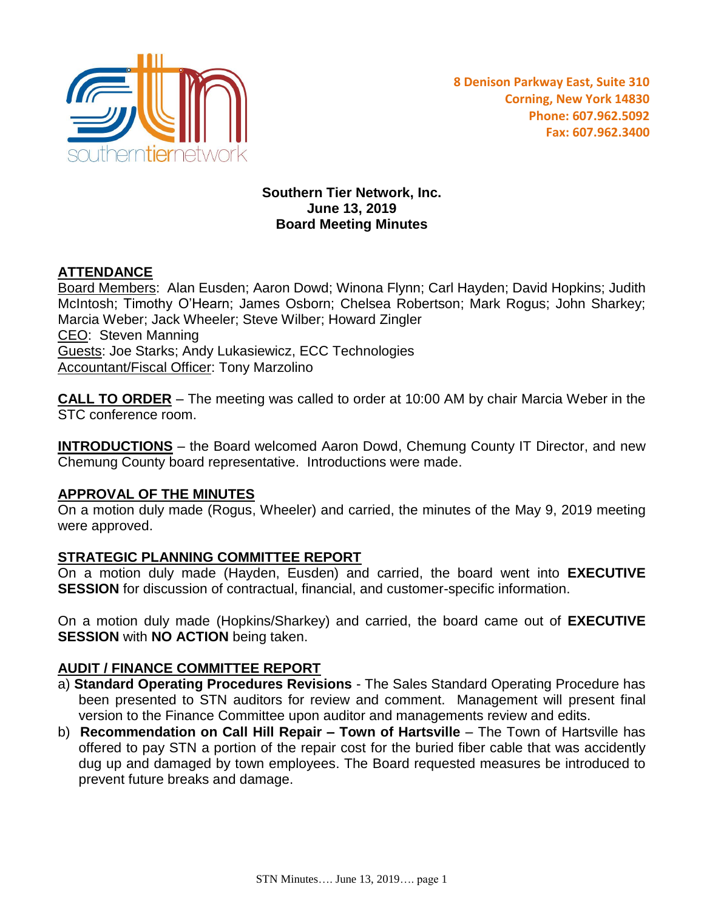8 Denison Parkway East, Suite 310
Corning, New York 14830
Phone: 607.962.5092
Fax: 607.962.3400

**Southern Tier Network, Inc.**
**June 13, 2019**
**Board Meeting Minutes**

## ATTENDANCE

Board Members: Alan Eusden; Aaron Dowd; Winona Flynn; Carl Hayden; David Hopkins; Judith McIntosh; Timothy O'Hearn; James Osborn; Chelsea Robertson; Mark Rogus; John Sharkey; Marcia Weber; Jack Wheeler; Steve Wilber; Howard Zingler

CEO: Steven Manning

Guests: Joe Starks; Andy Lukasiewicz, ECC Technologies

Accountant/Fiscal Officer: Tony Marzolino

**CALL TO ORDER** – The meeting was called to order at 10:00 AM by chair Marcia Weber in the STC conference room.

**INTRODUCTIONS** – the Board welcomed Aaron Dowd, Chemung County IT Director, and new Chemung County board representative. Introductions were made.

## APPROVAL OF THE MINUTES

On a motion duly made (Rogus, Wheeler) and carried, the minutes of the May 9, 2019 meeting were approved.

## STRATEGIC PLANNING COMMITTEE REPORT

On a motion duly made (Hayden, Eusden) and carried, the board went into **EXECUTIVE SESSION** for discussion of contractual, financial, and customer-specific information.

On a motion duly made (Hopkins/Sharkey) and carried, the board came out of **EXECUTIVE SESSION** with **NO ACTION** being taken.

## AUDIT / FINANCE COMMITTEE REPORT

a) **Standard Operating Procedures Revisions** - The Sales Standard Operating Procedure has been presented to STN auditors for review and comment. Management will present final version to the Finance Committee upon auditor and managements review and edits.

b) **Recommendation on Call Hill Repair – Town of Hartsville** – The Town of Hartsville has offered to pay STN a portion of the repair cost for the buried fiber cable that was accidently dug up and damaged by town employees. The Board requested measures be introduced to prevent future breaks and damage.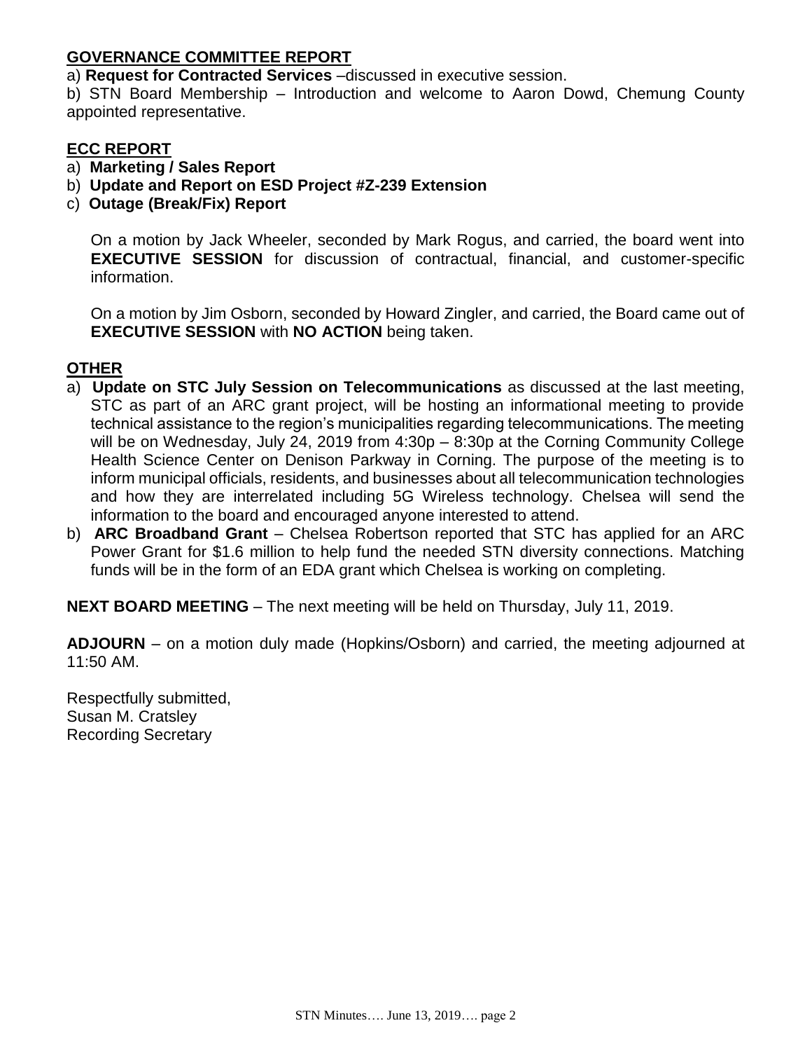**GOVERNANCE COMMITTEE REPORT**

a) **Request for Contracted Services** –discussed in executive session.

b) STN Board Membership – Introduction and welcome to Aaron Dowd, Chemung County appointed representative.

**ECC REPORT**

a) **Marketing / Sales Report**

b) **Update and Report on ESD Project #Z-239 Extension**

c) **Outage (Break/Fix) Report**

On a motion by Jack Wheeler, seconded by Mark Rogus, and carried, the board went into **EXECUTIVE SESSION** for discussion of contractual, financial, and customer-specific information.

On a motion by Jim Osborn, seconded by Howard Zingler, and carried, the Board came out of **EXECUTIVE SESSION** with **NO ACTION** being taken.

**OTHER**

a) **Update on STC July Session on Telecommunications** as discussed at the last meeting, STC as part of an ARC grant project, will be hosting an informational meeting to provide technical assistance to the region's municipalities regarding telecommunications. The meeting will be on Wednesday, July 24, 2019 from 4:30p – 8:30p at the Corning Community College Health Science Center on Denison Parkway in Corning. The purpose of the meeting is to inform municipal officials, residents, and businesses about all telecommunication technologies and how they are interrelated including 5G Wireless technology. Chelsea will send the information to the board and encouraged anyone interested to attend.

b) **ARC Broadband Grant** – Chelsea Robertson reported that STC has applied for an ARC Power Grant for $1.6 million to help fund the needed STN diversity connections. Matching funds will be in the form of an EDA grant which Chelsea is working on completing.

**NEXT BOARD MEETING** – The next meeting will be held on Thursday, July 11, 2019.

**ADJOURN** – on a motion duly made (Hopkins/Osborn) and carried, the meeting adjourned at 11:50 AM.

Respectfully submitted,
Susan M. Cratsley
Recording Secretary